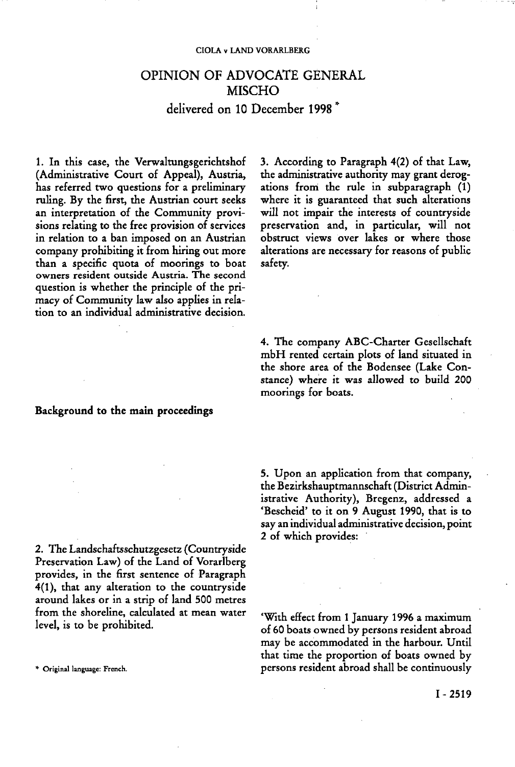# OPINION OF ADVOCATE GENERAL MISCHO

delivered on 10 December 1998 *

1. In this case, the Verwaltungsgerichtshof (Administrative Court of Appeal), Austria, has referred two questions for a preliminary ruling. By the first, the Austrian court seeks an interpretation of the Community provisions relating to the free provision of services in relation to a ban imposed on an Austrian company prohibiting it from hiring out more than a specific quota of moorings to boat owners resident outside Austria. The second question is whether the principle of the primacy of Community law also applies in relation to an individual administrative decision.

## Background to the main proceedings

2. The Landschaftsschutzgesetz (Countryside Preservation Law) of the Land of Vorarlberg provides, in the first sentence of Paragraph 4(1), that any alteration to the countryside around lakes or in a strip of land 500 metres from the shoreline, calculated at mean water level, is to be prohibited.

3. According to Paragraph 4(2) of that Law, the administrative authority may grant derogations from the rule in subparagraph (1) where it is guaranteed that such alterations will not impair the interests of countryside preservation and, in particular, will not obstruct views over lakes or where those alterations are necessary for reasons of public safety.

4. The company ABC-Charter Gesellschaft mbH rented certain plots of land situated in the shore area of the Bodensee (Lake Constance) where it was allowed to build 200 moorings for boats.

5. Upon an application from that company, the Bezirkshauptmannschaft (District Administrative Authority), Bregenz, addressed a 'Bescheid' to it on 9 August 1990, that is to say an individual administrative decision, point 2 of which provides:

'With effect from 1 January 1996 a maximum of 60 boats owned by persons resident abroad may be accommodated in the harbour. Until that time the proportion of boats owned by persons resident abroad shall be continuously

* Original language: French.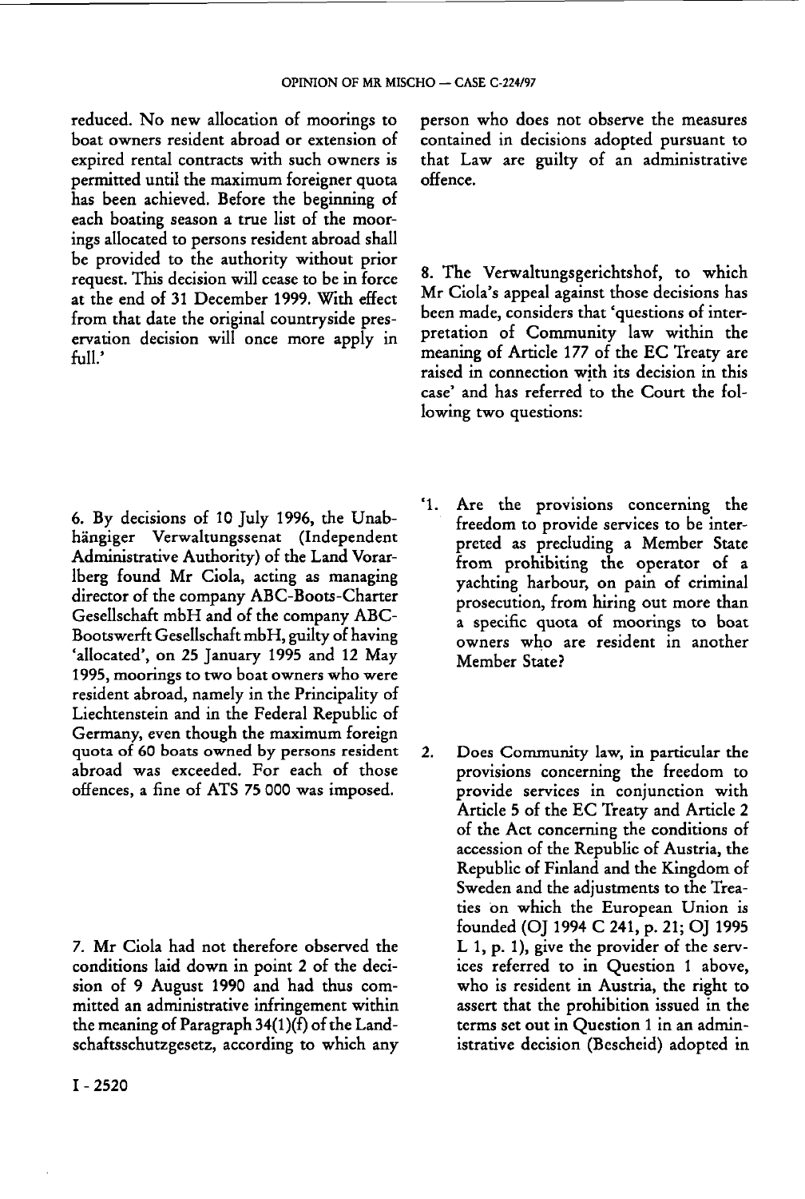reduced. No new allocation of moorings to boat owners resident abroad or extension of expired rental contracts with such owners is permitted until the maximum foreigner quota has been achieved. Before the beginning of each boating season a true list of the moorings allocated to persons resident abroad shall be provided to the authority without prior request. This decision will cease to be in force at the end of 31 December 1999. With effect from that date the original countryside preservation decision will once more apply in full.'

6. By decisions of 10 July 1996, the Unabhängiger Verwaltungssenat (Independent Administrative Authority) of the Land Vorarlberg found Mr Ciola, acting as managing director of the company ABC-Boots-Charter Gesellschaft mbH and of the company ABC-Bootswerft Gesellschaft mbH, guilty of having 'allocated', on 25 January 1995 and 12 May 1995, moorings to two boat owners who were resident abroad, namely in the Principality of Liechtenstein and in the Federal Republic of Germany, even though the maximum foreign quota of 60 boats owned by persons resident abroad was exceeded. For each of those offences, a fine of ATS 75 000 was imposed.

7. Mr Ciola had not therefore observed the conditions laid down in point 2 of the decision of 9 August 1990 and had thus committed an administrative infringement within the meaning of Paragraph 34(1)(f) of the Landschaftsschutzgesetz, according to which any person who does not observe the measures contained in decisions adopted pursuant to that Law are guilty of an administrative offence.

8. The Verwaltungsgerichtshof, to which Mr Ciola's appeal against those decisions has been made, considers that 'questions of interpretation of Community law within the meaning of Article 177 of the EC Treaty are raised in connection with its decision in this case' and has referred to the Court the following two questions:

'1. Are the provisions concerning the freedom to provide services to be interpreted as precluding a Member State from prohibiting the operator of a yachting harbour, on pain of criminal prosecution, from hiring out more than a specific quota of moorings to boat owners who are resident in another Member State?

2. Does Community law, in particular the provisions concerning the freedom to provide services in conjunction with Article 5 of the EC Treaty and Article 2 of the Act concerning the conditions of accession of the Republic of Austria, the Republic of Finland and the Kingdom of Sweden and the adjustments to the Treaties on which the European Union is founded (OJ 1994 C 241, p. 21; OJ 1995 L 1, p. 1), give the provider of the services referred to in Question 1 above, who is resident in Austria, the right to assert that the prohibition issued in the terms set out in Question 1 in an administrative decision (Bescheid) adopted in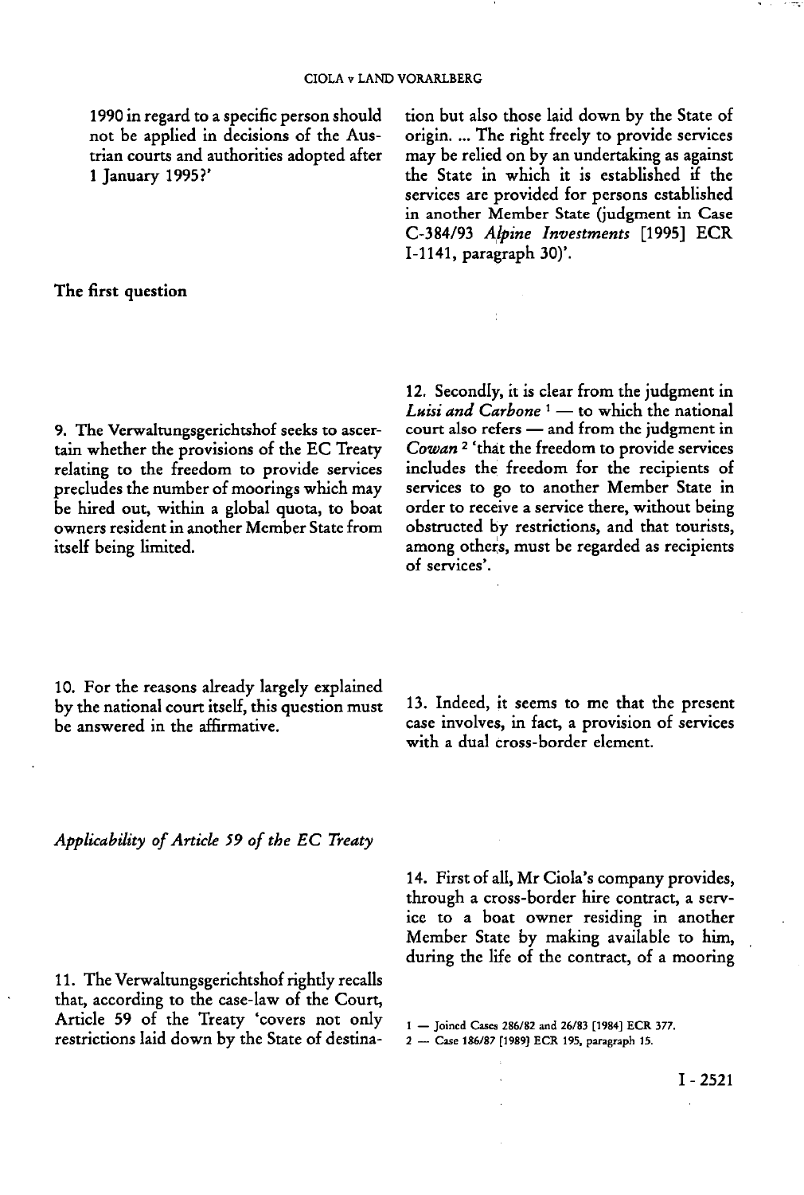1990 in regard to a specific person should not be applied in decisions of the Austrian courts and authorities adopted after 1 January 1995?'

## The first question

9. The Verwaltungsgerichtshof seeks to ascertain whether the provisions of the EC Treaty relating to the freedom to provide services precludes the number of moorings which may be hired out, within a global quota, to boat owners resident in another Member State from itself being limited.

10. For the reasons already largely explained by the national court itself, this question must be answered in the affirmative.

### *Applicability of Article 59 of the EC Treaty*

11. The Verwaltungsgerichtshof rightly recalls that, according to the case-law of the Court, Article 59 of the Treaty 'covers not only restrictions laid down by the State of destination but also those laid down by the State of origin. ... The right freely to provide services may be relied on by an undertaking as against the State in which it is established if the services are provided for persons established in another Member State (judgment in Case C-384/93 *Alpine Investments* [1995] ECR I-1141, paragraph 30)'.

12. Secondly, it is clear from the judgment in *Luisi and Carbone* [1] — to which the national court also refers — and from the judgment in *Cowan* [2] 'that the freedom to provide services includes the freedom for the recipients of services to go to another Member State in order to receive a service there, without being obstructed by restrictions, and that tourists, among others, must be regarded as recipients of services'.

13. Indeed, it seems to me that the present case involves, in fact, a provision of services with a dual cross-border element.

14. First of all, Mr Ciola's company provides, through a cross-border hire contract, a service to a boat owner residing in another Member State by making available to him, during the life of the contract, of a mooring

1 — Joined Cases 286/82 and 26/83 [1984] ECR 377.

2 — Case 186/87 [1989] ECR 195, paragraph 15.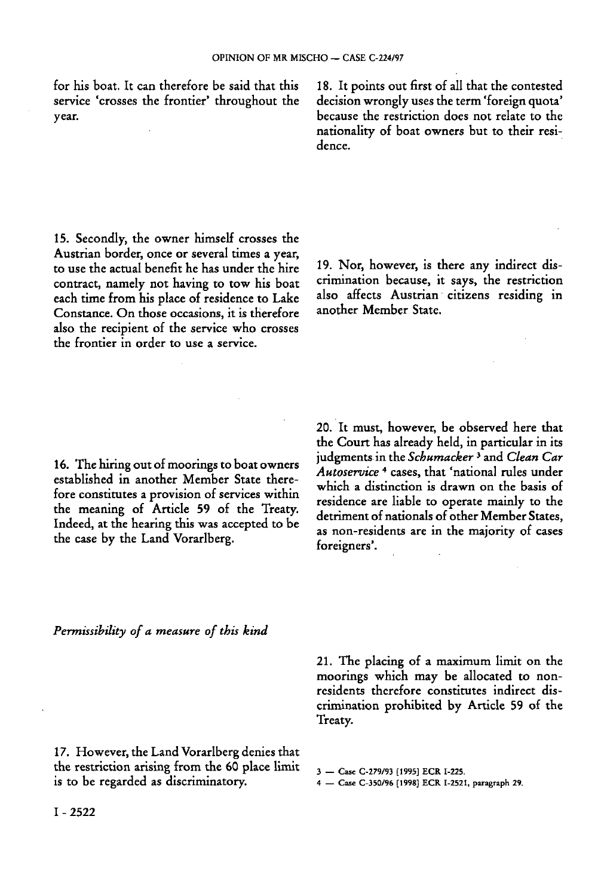for his boat. It can therefore be said that this service 'crosses the frontier' throughout the year.

15. Secondly, the owner himself crosses the Austrian border, once or several times a year, to use the actual benefit he has under the hire contract, namely not having to tow his boat each time from his place of residence to Lake Constance. On those occasions, it is therefore also the recipient of the service who crosses the frontier in order to use a service.

16. The hiring out of moorings to boat owners established in another Member State therefore constitutes a provision of services within the meaning of Article 59 of the Treaty. Indeed, at the hearing this was accepted to be the case by the Land Vorarlberg.

*Permissibility of a measure of this kind*

17. However, the Land Vorarlberg denies that the restriction arising from the 60 place limit is to be regarded as discriminatory.

18. It points out first of all that the contested decision wrongly uses the term 'foreign quota' because the restriction does not relate to the nationality of boat owners but to their residence.

19. Nor, however, is there any indirect discrimination because, it says, the restriction also affects Austrian citizens residing in another Member State.

20. It must, however, be observed here that the Court has already held, in particular in its judgments in the *Schumacker* [3] and *Clean Car Autoservice* [4] cases, that 'national rules under which a distinction is drawn on the basis of residence are liable to operate mainly to the detriment of nationals of other Member States, as non-residents are in the majority of cases foreigners'.

21. The placing of a maximum limit on the moorings which may be allocated to non-residents therefore constitutes indirect discrimination prohibited by Article 59 of the Treaty.

3 — Case C-279/93 [1995] ECR I-225.

4 — Case C-350/96 [1998] ECR I-2521, paragraph 29.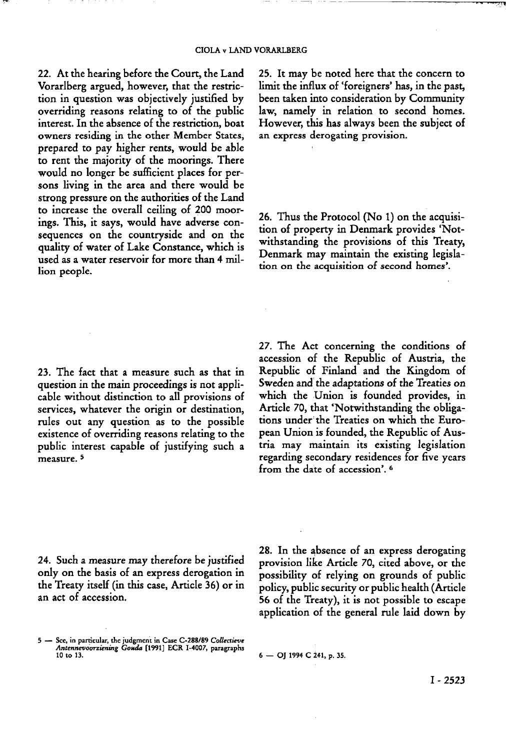22. At the hearing before the Court, the Land Vorarlberg argued, however, that the restriction in question was objectively justified by overriding reasons relating to of the public interest. In the absence of the restriction, boat owners residing in the other Member States, prepared to pay higher rents, would be able to rent the majority of the moorings. There would no longer be sufficient places for persons living in the area and there would be strong pressure on the authorities of the Land to increase the overall ceiling of 200 moorings. This, it says, would have adverse consequences on the countryside and on the quality of water of Lake Constance, which is used as a water reservoir for more than 4 million people.

23. The fact that a measure such as that in question in the main proceedings is not applicable without distinction to all provisions of services, whatever the origin or destination, rules out any question as to the possible existence of overriding reasons relating to the public interest capable of justifying such a measure. [5]

24. Such a measure may therefore be justified only on the basis of an express derogation in the Treaty itself (in this case, Article 36) or in an act of accession.

25. It may be noted here that the concern to limit the influx of 'foreigners' has, in the past, been taken into consideration by Community law, namely in relation to second homes. However, this has always been the subject of an express derogating provision.

26. Thus the Protocol (No 1) on the acquisition of property in Denmark provides 'Notwithstanding the provisions of this Treaty, Denmark may maintain the existing legislation on the acquisition of second homes'.

27. The Act concerning the conditions of accession of the Republic of Austria, the Republic of Finland and the Kingdom of Sweden and the adaptations of the Treaties on which the Union is founded provides, in Article 70, that 'Notwithstanding the obligations under the Treaties on which the European Union is founded, the Republic of Austria may maintain its existing legislation regarding secondary residences for five years from the date of accession'. [6]

28. In the absence of an express derogating provision like Article 70, cited above, or the possibility of relying on grounds of public policy, public security or public health (Article 56 of the Treaty), it is not possible to escape application of the general rule laid down by

5 — See, in particular, the judgment in Case C-288/89 *Collectieve Antennevoorziening Gouda* [1991] ECR I-4007, paragraphs 10 to 13.

6 — OJ 1994 C 241, p. 35.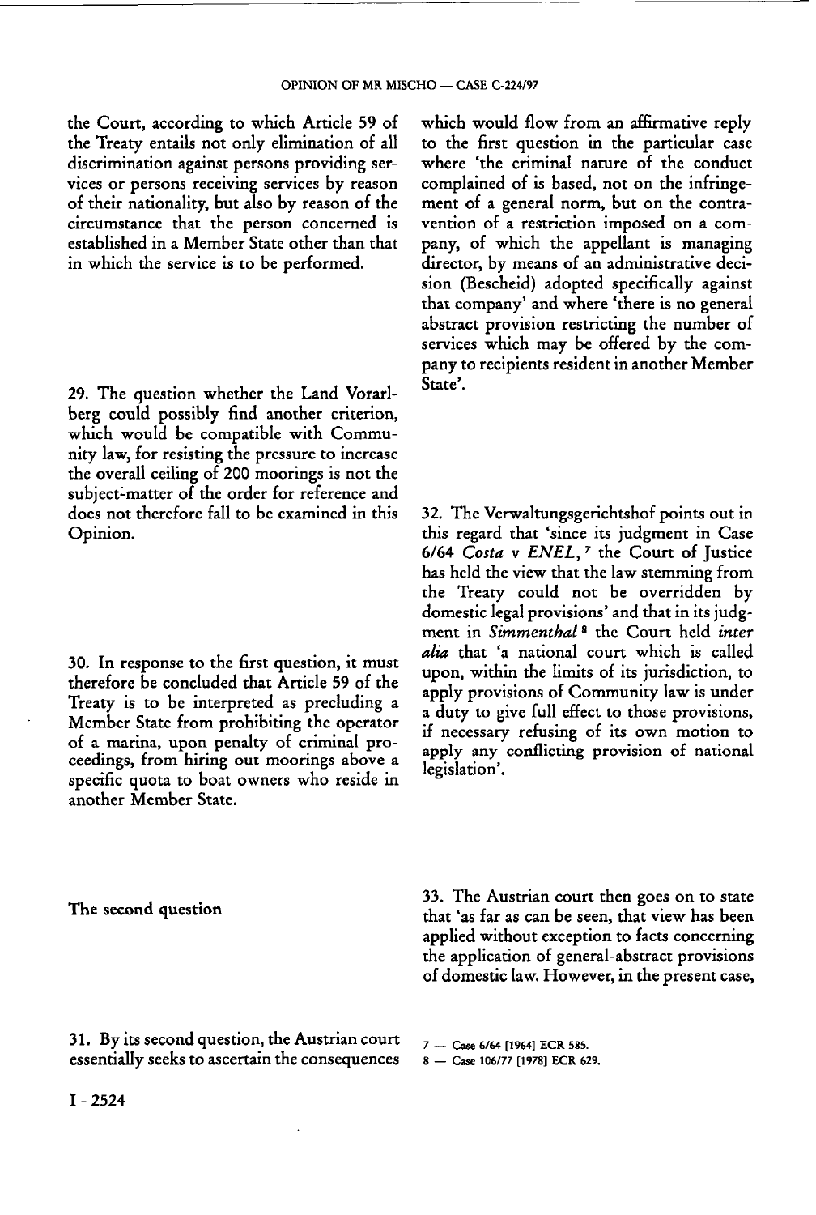the Court, according to which Article 59 of the Treaty entails not only elimination of all discrimination against persons providing services or persons receiving services by reason of their nationality, but also by reason of the circumstance that the person concerned is established in a Member State other than that in which the service is to be performed.

29. The question whether the Land Vorarlberg could possibly find another criterion, which would be compatible with Community law, for resisting the pressure to increase the overall ceiling of 200 moorings is not the subject-matter of the order for reference and does not therefore fall to be examined in this Opinion.

30. In response to the first question, it must therefore be concluded that Article 59 of the Treaty is to be interpreted as precluding a Member State from prohibiting the operator of a marina, upon penalty of criminal proceedings, from hiring out moorings above a specific quota to boat owners who reside in another Member State.

## The second question

31. By its second question, the Austrian court essentially seeks to ascertain the consequences which would flow from an affirmative reply to the first question in the particular case where 'the criminal nature of the conduct complained of is based, not on the infringement of a general norm, but on the contravention of a restriction imposed on a company, of which the appellant is managing director, by means of an administrative decision (Bescheid) adopted specifically against that company' and where 'there is no general abstract provision restricting the number of services which may be offered by the company to recipients resident in another Member State'.

32. The Verwaltungsgerichtshof points out in this regard that 'since its judgment in Case 6/64 *Costa* v *ENEL*, [7] the Court of Justice has held the view that the law stemming from the Treaty could not be overridden by domestic legal provisions' and that in its judgment in *Simmenthal* [8] the Court held *inter alia* that 'a national court which is called upon, within the limits of its jurisdiction, to apply provisions of Community law is under a duty to give full effect to those provisions, if necessary refusing of its own motion to apply any conflicting provision of national legislation'.

33. The Austrian court then goes on to state that 'as far as can be seen, that view has been applied without exception to facts concerning the application of general-abstract provisions of domestic law. However, in the present case,

7 — Case 6/64 [1964] ECR 585.

8 — Case 106/77 [1978] ECR 629.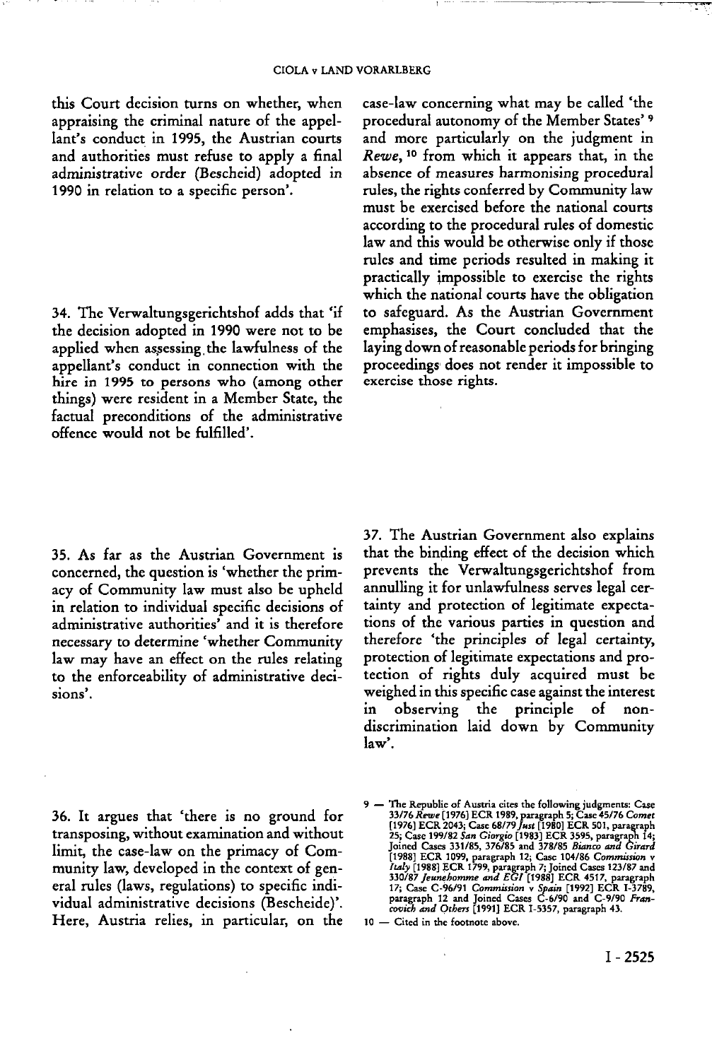this Court decision turns on whether, when appraising the criminal nature of the appellant's conduct in 1995, the Austrian courts and authorities must refuse to apply a final administrative order (Bescheid) adopted in 1990 in relation to a specific person'.

34. The Verwaltungsgerichtshof adds that 'if the decision adopted in 1990 were not to be applied when assessing the lawfulness of the appellant's conduct in connection with the hire in 1995 to persons who (among other things) were resident in a Member State, the factual preconditions of the administrative offence would not be fulfilled'.

35. As far as the Austrian Government is concerned, the question is 'whether the primacy of Community law must also be upheld in relation to individual specific decisions of administrative authorities' and it is therefore necessary to determine 'whether Community law may have an effect on the rules relating to the enforceability of administrative decisions'.

36. It argues that 'there is no ground for transposing, without examination and without limit, the case-law on the primacy of Community law, developed in the context of general rules (laws, regulations) to specific individual administrative decisions (Bescheide)'. Here, Austria relies, in particular, on the case-law concerning what may be called 'the procedural autonomy of the Member States' [9] and more particularly on the judgment in *Rewe*, [10] from which it appears that, in the absence of measures harmonising procedural rules, the rights conferred by Community law must be exercised before the national courts according to the procedural rules of domestic law and this would be otherwise only if those rules and time periods resulted in making it practically impossible to exercise the rights which the national courts have the obligation to safeguard. As the Austrian Government emphasises, the Court concluded that the laying down of reasonable periods for bringing proceedings does not render it impossible to exercise those rights.

37. The Austrian Government also explains that the binding effect of the decision which prevents the Verwaltungsgerichtshof from annulling it for unlawfulness serves legal certainty and protection of legitimate expectations of the various parties in question and therefore 'the principles of legal certainty, protection of legitimate expectations and protection of rights duly acquired must be weighed in this specific case against the interest in observing the principle of non-discrimination laid down by Community law'.

9 — The Republic of Austria cites the following judgments: Case 33/76 *Rewe* [1976] ECR 1989, paragraph 5; Case 45/76 *Comet* [1976] ECR 2043; Case 68/79 *Just* [1980] ECR 501, paragraph 25; Case 199/82 *San Giorgio* [1983] ECR 3595, paragraph 14; Joined Cases 331/85, 376/85 and 378/85 *Bianco and Girard* [1988] ECR 1099, paragraph 12; Case 104/86 *Commission* v *Italy* [1988] ECR 1799, paragraph 7; Joined Cases 123/87 and 330/87 *Jeunehomme and EGI* [1988] ECR 4517, paragraph 17; Case C-96/91 *Commission* v *Spain* [1992] ECR I-3789, paragraph 12 and Joined Cases C-6/90 and C-9/90 *Francovich and Others* [1991] ECR I-5357, paragraph 43.

10 — Cited in the footnote above.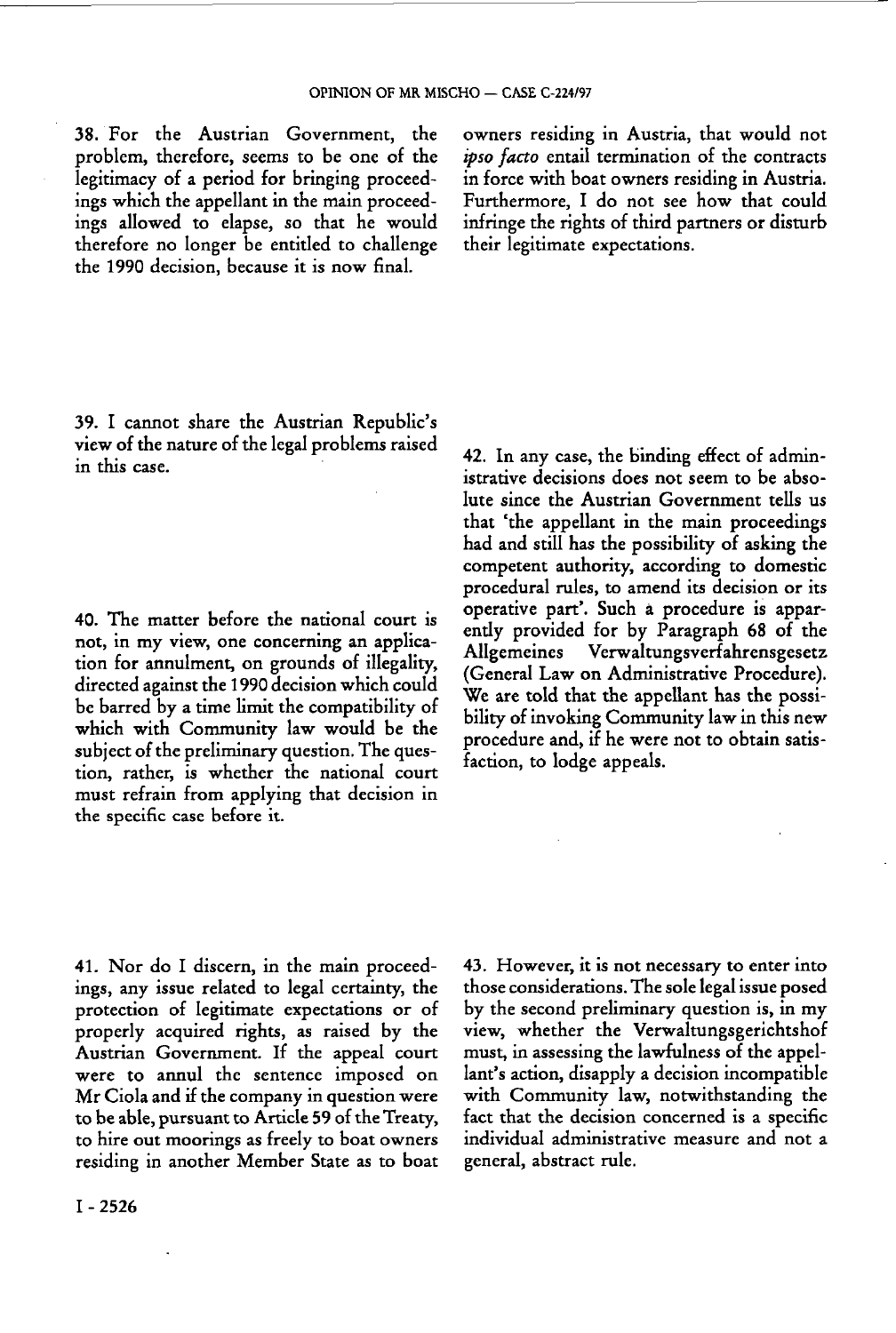38. For the Austrian Government, the problem, therefore, seems to be one of the legitimacy of a period for bringing proceedings which the appellant in the main proceedings allowed to elapse, so that he would therefore no longer be entitled to challenge the 1990 decision, because it is now final.

39. I cannot share the Austrian Republic's view of the nature of the legal problems raised in this case.

40. The matter before the national court is not, in my view, one concerning an application for annulment, on grounds of illegality, directed against the 1990 decision which could be barred by a time limit the compatibility of which with Community law would be the subject of the preliminary question. The question, rather, is whether the national court must refrain from applying that decision in the specific case before it.

41. Nor do I discern, in the main proceedings, any issue related to legal certainty, the protection of legitimate expectations or of properly acquired rights, as raised by the Austrian Government. If the appeal court were to annul the sentence imposed on Mr Ciola and if the company in question were to be able, pursuant to Article 59 of the Treaty, to hire out moorings as freely to boat owners residing in another Member State as to boat owners residing in Austria, that would not *ipso facto* entail termination of the contracts in force with boat owners residing in Austria. Furthermore, I do not see how that could infringe the rights of third partners or disturb their legitimate expectations.

42. In any case, the binding effect of administrative decisions does not seem to be absolute since the Austrian Government tells us that 'the appellant in the main proceedings had and still has the possibility of asking the competent authority, according to domestic procedural rules, to amend its decision or its operative part'. Such a procedure is apparently provided for by Paragraph 68 of the Allgemeines Verwaltungsverfahrensgesetz (General Law on Administrative Procedure). We are told that the appellant has the possibility of invoking Community law in this new procedure and, if he were not to obtain satisfaction, to lodge appeals.

43. However, it is not necessary to enter into those considerations. The sole legal issue posed by the second preliminary question is, in my view, whether the Verwaltungsgerichtshof must, in assessing the lawfulness of the appellant's action, disapply a decision incompatible with Community law, notwithstanding the fact that the decision concerned is a specific individual administrative measure and not a general, abstract rule.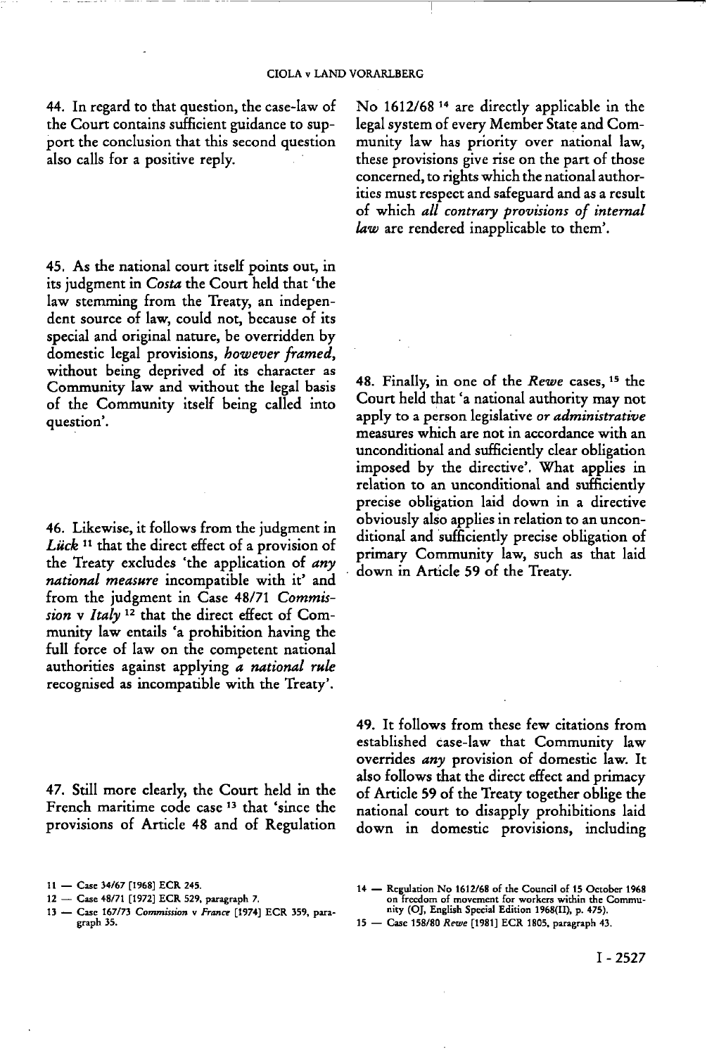44. In regard to that question, the case-law of the Court contains sufficient guidance to support the conclusion that this second question also calls for a positive reply.

45. As the national court itself points out, in its judgment in *Costa* the Court held that 'the law stemming from the Treaty, an independent source of law, could not, because of its special and original nature, be overridden by domestic legal provisions, *however framed*, without being deprived of its character as Community law and without the legal basis of the Community itself being called into question'.

46. Likewise, it follows from the judgment in *Lück* [11] that the direct effect of a provision of the Treaty excludes 'the application of *any national measure* incompatible with it' and from the judgment in Case 48/71 *Commission* v *Italy* [12] that the direct effect of Community law entails 'a prohibition having the full force of law on the competent national authorities against applying *a national rule* recognised as incompatible with the Treaty'.

47. Still more clearly, the Court held in the French maritime code case [13] that 'since the provisions of Article 48 and of Regulation No 1612/68 [14] are directly applicable in the legal system of every Member State and Community law has priority over national law, these provisions give rise on the part of those concerned, to rights which the national authorities must respect and safeguard and as a result of which *all contrary provisions of internal law* are rendered inapplicable to them'.

48. Finally, in one of the *Rewe* cases, [15] the Court held that 'a national authority may not apply to a person legislative *or administrative* measures which are not in accordance with an unconditional and sufficiently clear obligation imposed by the directive'. What applies in relation to an unconditional and sufficiently precise obligation laid down in a directive obviously also applies in relation to an unconditional and sufficiently precise obligation of primary Community law, such as that laid down in Article 59 of the Treaty.

49. It follows from these few citations from established case-law that Community law overrides *any* provision of domestic law. It also follows that the direct effect and primacy of Article 59 of the Treaty together oblige the national court to disapply prohibitions laid down in domestic provisions, including

---

11 — Case 34/67 [1968] ECR 245.

12 — Case 48/71 [1972] ECR 529, paragraph 7.

13 — Case 167/73 *Commission* v *France* [1974] ECR 359, paragraph 35.

14 — Regulation No 1612/68 of the Council of 15 October 1968 on freedom of movement for workers within the Community (OJ, English Special Edition 1968(II), p. 475).

15 — Case 158/80 *Rewe* [1981] ECR 1805, paragraph 43.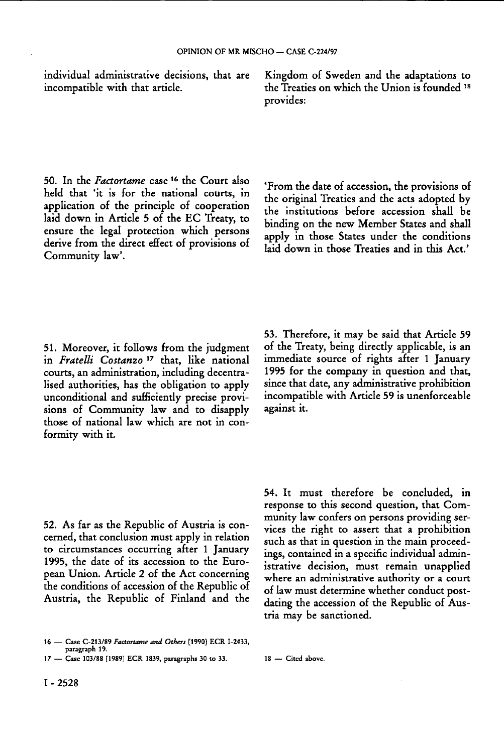individual administrative decisions, that are incompatible with that article.

50. In the *Factortame* case [16] the Court also held that 'it is for the national courts, in application of the principle of cooperation laid down in Article 5 of the EC Treaty, to ensure the legal protection which persons derive from the direct effect of provisions of Community law'.

51. Moreover, it follows from the judgment in *Fratelli Costanzo* [17] that, like national courts, an administration, including decentralised authorities, has the obligation to apply unconditional and sufficiently precise provisions of Community law and to disapply those of national law which are not in conformity with it.

52. As far as the Republic of Austria is concerned, that conclusion must apply in relation to circumstances occurring after 1 January 1995, the date of its accession to the European Union. Article 2 of the Act concerning the conditions of accession of the Republic of Austria, the Republic of Finland and the Kingdom of Sweden and the adaptations to the Treaties on which the Union is founded [18] provides:

'From the date of accession, the provisions of the original Treaties and the acts adopted by the institutions before accession shall be binding on the new Member States and shall apply in those States under the conditions laid down in those Treaties and in this Act.'

53. Therefore, it may be said that Article 59 of the Treaty, being directly applicable, is an immediate source of rights after 1 January 1995 for the company in question and that, since that date, any administrative prohibition incompatible with Article 59 is unenforceable against it.

54. It must therefore be concluded, in response to this second question, that Community law confers on persons providing services the right to assert that a prohibition such as that in question in the main proceedings, contained in a specific individual administrative decision, must remain unapplied where an administrative authority or a court of law must determine whether conduct postdating the accession of the Republic of Austria may be sanctioned.

---

16 — Case C-213/89 *Factortame and Others* [1990] ECR I-2433, paragraph 19.

17 — Case 103/88 [1989] ECR 1839, paragraphs 30 to 33.

18 — Cited above.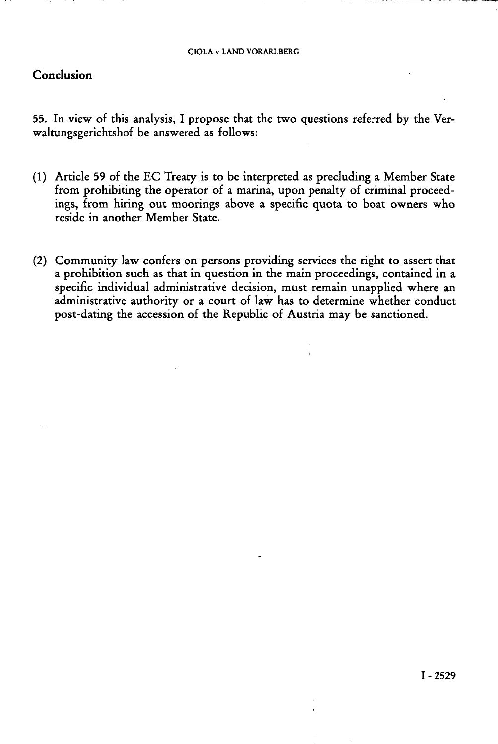## Conclusion

55. In view of this analysis, I propose that the two questions referred by the Verwaltungsgerichtshof be answered as follows:

(1) Article 59 of the EC Treaty is to be interpreted as precluding a Member State from prohibiting the operator of a marina, upon penalty of criminal proceedings, from hiring out moorings above a specific quota to boat owners who reside in another Member State.

(2) Community law confers on persons providing services the right to assert that a prohibition such as that in question in the main proceedings, contained in a specific individual administrative decision, must remain unapplied where an administrative authority or a court of law has to determine whether conduct post-dating the accession of the Republic of Austria may be sanctioned.